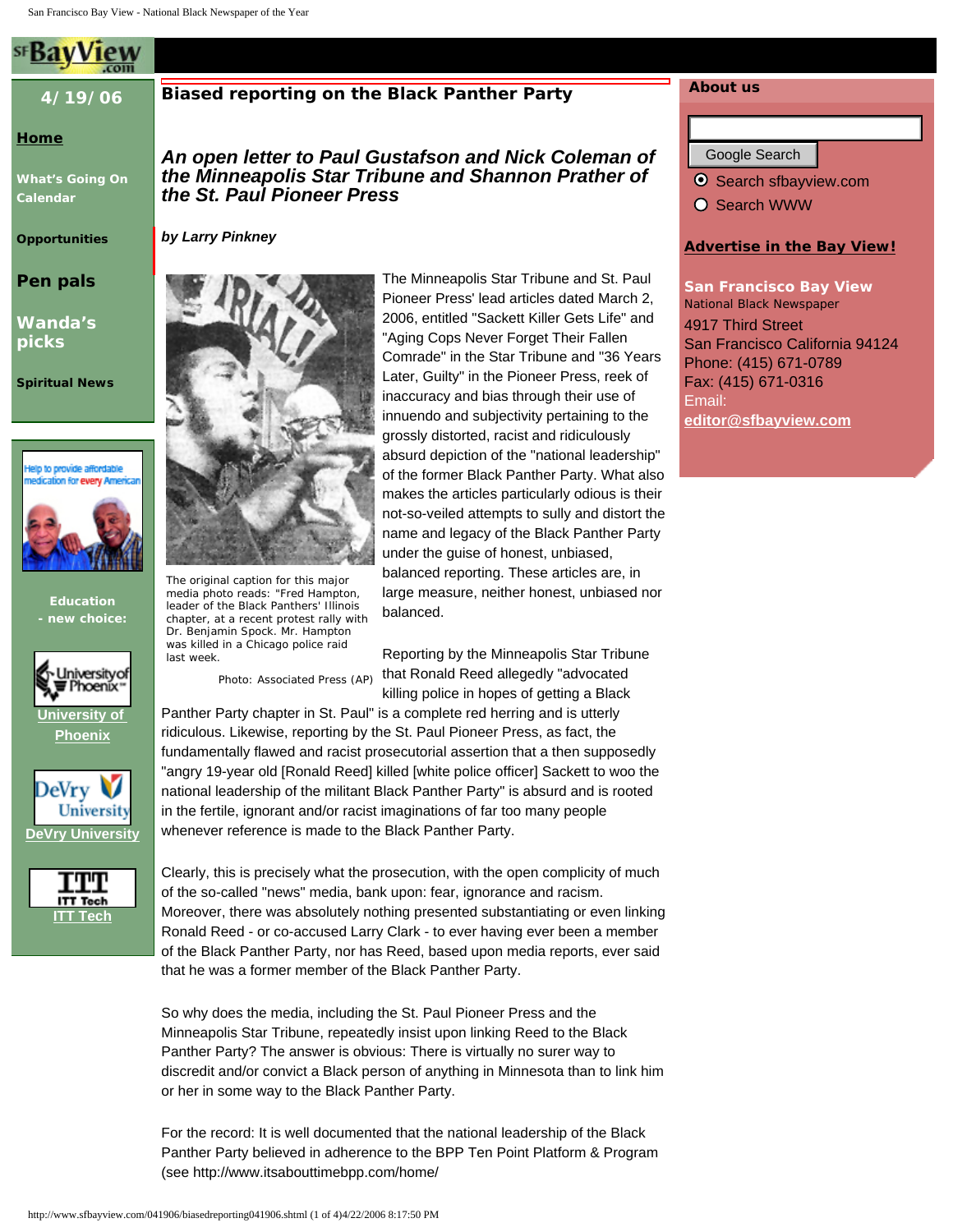# Biased reporting on the Black Panther Party

## *An open letter to Paul Gustafson and Nick Coleman of the Minneapolis Star Tribune and Shannon Prather of the St. Paul Pioneer Press*

***by Larry Pinkney***

The original caption for this major media photo reads: "Fred Hampton, leader of the Black Panthers' Illinois chapter, at a recent protest rally with Dr. Benjamin Spock. Mr. Hampton was killed in a Chicago police raid last week.

Photo: Associated Press (AP)

The Minneapolis Star Tribune and St. Paul Pioneer Press' lead articles dated March 2, 2006, entitled "Sackett Killer Gets Life" and "Aging Cops Never Forget Their Fallen Comrade" in the Star Tribune and "36 Years Later, Guilty" in the Pioneer Press, reek of inaccuracy and bias through their use of innuendo and subjectivity pertaining to the grossly distorted, racist and ridiculously absurd depiction of the "national leadership" of the former Black Panther Party. What also makes the articles particularly odious is their not-so-veiled attempts to sully and distort the name and legacy of the Black Panther Party under the guise of honest, unbiased, balanced reporting. These articles are, in large measure, neither honest, unbiased nor balanced.

Reporting by the Minneapolis Star Tribune that Ronald Reed allegedly "advocated killing police in hopes of getting a Black Panther Party chapter in St. Paul" is a complete red herring and is utterly ridiculous. Likewise, reporting by the St. Paul Pioneer Press, as fact, the fundamentally flawed and racist prosecutorial assertion that a then supposedly "angry 19-year old [Ronald Reed] killed [white police officer] Sackett to woo the national leadership of the militant Black Panther Party" is absurd and is rooted in the fertile, ignorant and/or racist imaginations of far too many people whenever reference is made to the Black Panther Party.

Clearly, this is precisely what the prosecution, with the open complicity of much of the so-called "news" media, bank upon: fear, ignorance and racism. Moreover, there was absolutely nothing presented substantiating or even linking Ronald Reed - or co-accused Larry Clark - to ever having ever been a member of the Black Panther Party, nor has Reed, based upon media reports, ever said that he was a former member of the Black Panther Party.

So why does the media, including the St. Paul Pioneer Press and the Minneapolis Star Tribune, repeatedly insist upon linking Reed to the Black Panther Party? The answer is obvious: There is virtually no surer way to discredit and/or convict a Black person of anything in Minnesota than to link him or her in some way to the Black Panther Party.

For the record: It is well documented that the national leadership of the Black Panther Party believed in adherence to the BPP Ten Point Platform & Program (see http://www.itsabouttimebpp.com/home/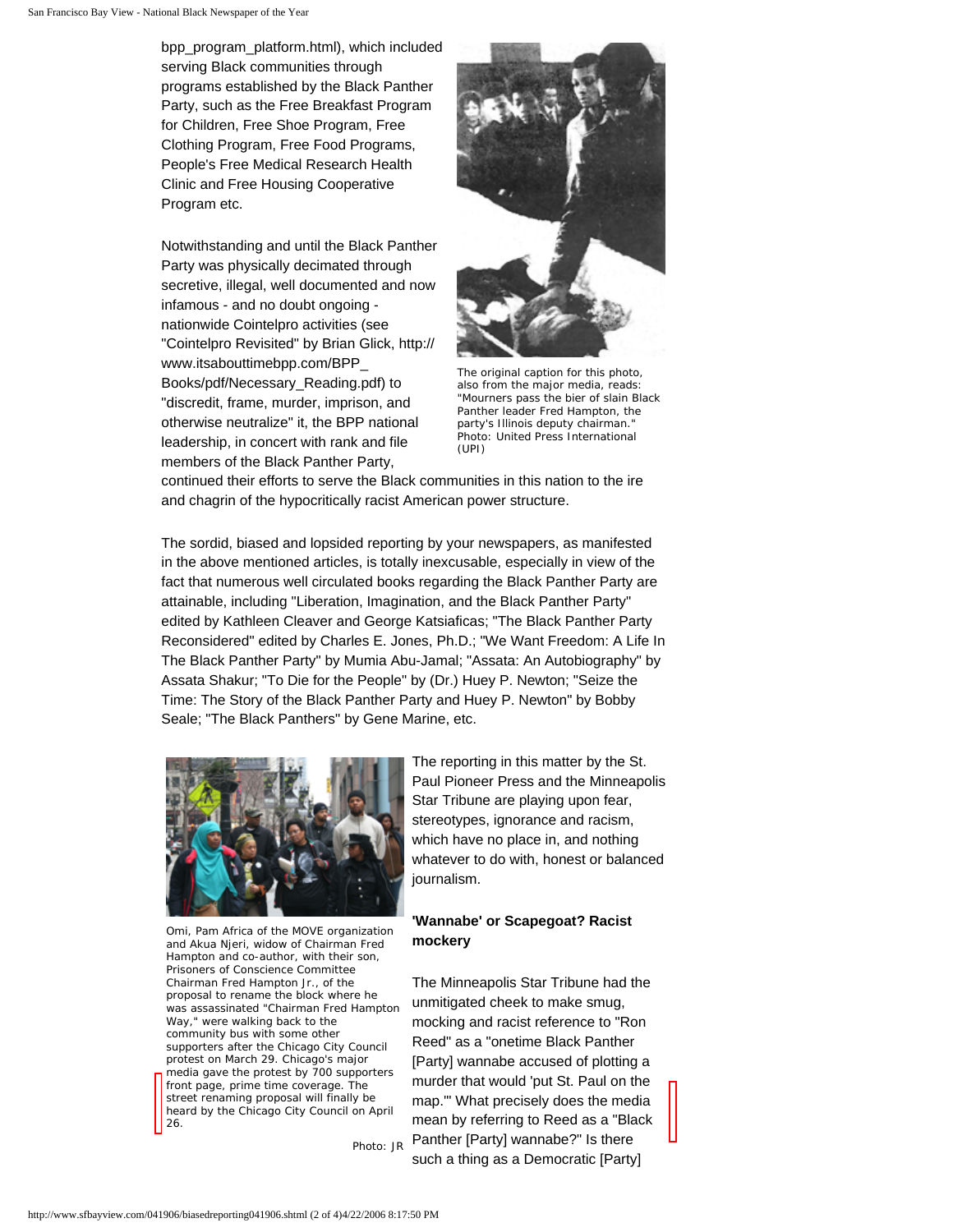bpp_program_platform.html), which included serving Black communities through programs established by the Black Panther Party, such as the Free Breakfast Program for Children, Free Shoe Program, Free Clothing Program, Free Food Programs, People's Free Medical Research Health Clinic and Free Housing Cooperative Program etc.

The original caption for this photo, also from the major media, reads: "Mourners pass the bier of slain Black Panther leader Fred Hampton, the party's Illinois deputy chairman." Photo: United Press International (UPI)

Notwithstanding and until the Black Panther Party was physically decimated through secretive, illegal, well documented and now infamous - and no doubt ongoing - nationwide Cointelpro activities (see "Cointelpro Revisited" by Brian Glick, http://www.itsabouttimebpp.com/BPP_Books/pdf/Necessary_Reading.pdf) to "discredit, frame, murder, imprison, and otherwise neutralize" it, the BPP national leadership, in concert with rank and file members of the Black Panther Party, continued their efforts to serve the Black communities in this nation to the ire and chagrin of the hypocritically racist American power structure.

The sordid, biased and lopsided reporting by your newspapers, as manifested in the above mentioned articles, is totally inexcusable, especially in view of the fact that numerous well circulated books regarding the Black Panther Party are attainable, including "Liberation, Imagination, and the Black Panther Party" edited by Kathleen Cleaver and George Katsiaficas; "The Black Panther Party Reconsidered" edited by Charles E. Jones, Ph.D.; "We Want Freedom: A Life In The Black Panther Party" by Mumia Abu-Jamal; "Assata: An Autobiography" by Assata Shakur; "To Die for the People" by (Dr.) Huey P. Newton; "Seize the Time: The Story of the Black Panther Party and Huey P. Newton" by Bobby Seale; "The Black Panthers" by Gene Marine, etc.

Omi, Pam Africa of the MOVE organization and Akua Njeri, widow of Chairman Fred Hampton and co-author, with their son, Prisoners of Conscience Committee Chairman Fred Hampton Jr., of the proposal to rename the block where he was assassinated "Chairman Fred Hampton Way," were walking back to the community bus with some other supporters after the Chicago City Council protest on March 29. Chicago's major media gave the protest by 700 supporters front page, prime time coverage. The street renaming proposal will finally be heard by the Chicago City Council on April 26. Photo: JR

The reporting in this matter by the St. Paul Pioneer Press and the Minneapolis Star Tribune are playing upon fear, stereotypes, ignorance and racism, which have no place in, and nothing whatever to do with, honest or balanced journalism.

**'Wannabe' or Scapegoat? Racist mockery**

The Minneapolis Star Tribune had the unmitigated cheek to make smug, mocking and racist reference to "Ron Reed" as a "onetime Black Panther [Party] wannabe accused of plotting a murder that would 'put St. Paul on the map.'" What precisely does the media mean by referring to Reed as a "Black Panther [Party] wannabe?" Is there such a thing as a Democratic [Party]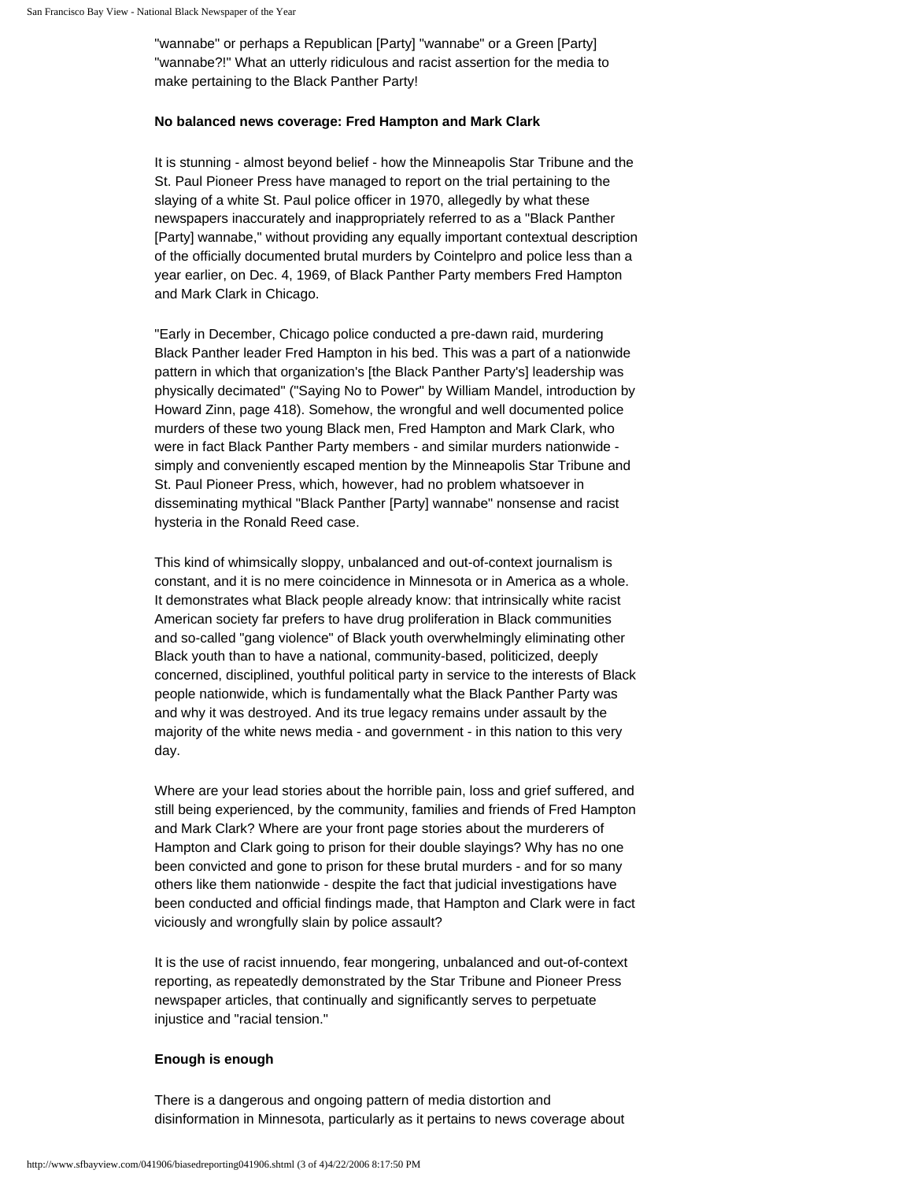"wannabe" or perhaps a Republican [Party] "wannabe" or a Green [Party] "wannabe?!" What an utterly ridiculous and racist assertion for the media to make pertaining to the Black Panther Party!

**No balanced news coverage: Fred Hampton and Mark Clark**

It is stunning - almost beyond belief - how the Minneapolis Star Tribune and the St. Paul Pioneer Press have managed to report on the trial pertaining to the slaying of a white St. Paul police officer in 1970, allegedly by what these newspapers inaccurately and inappropriately referred to as a "Black Panther [Party] wannabe," without providing any equally important contextual description of the officially documented brutal murders by Cointelpro and police less than a year earlier, on Dec. 4, 1969, of Black Panther Party members Fred Hampton and Mark Clark in Chicago.

"Early in December, Chicago police conducted a pre-dawn raid, murdering Black Panther leader Fred Hampton in his bed. This was a part of a nationwide pattern in which that organization's [the Black Panther Party's] leadership was physically decimated" ("Saying No to Power" by William Mandel, introduction by Howard Zinn, page 418). Somehow, the wrongful and well documented police murders of these two young Black men, Fred Hampton and Mark Clark, who were in fact Black Panther Party members - and similar murders nationwide - simply and conveniently escaped mention by the Minneapolis Star Tribune and St. Paul Pioneer Press, which, however, had no problem whatsoever in disseminating mythical "Black Panther [Party] wannabe" nonsense and racist hysteria in the Ronald Reed case.

This kind of whimsically sloppy, unbalanced and out-of-context journalism is constant, and it is no mere coincidence in Minnesota or in America as a whole. It demonstrates what Black people already know: that intrinsically white racist American society far prefers to have drug proliferation in Black communities and so-called "gang violence" of Black youth overwhelmingly eliminating other Black youth than to have a national, community-based, politicized, deeply concerned, disciplined, youthful political party in service to the interests of Black people nationwide, which is fundamentally what the Black Panther Party was and why it was destroyed. And its true legacy remains under assault by the majority of the white news media - and government - in this nation to this very day.

Where are your lead stories about the horrible pain, loss and grief suffered, and still being experienced, by the community, families and friends of Fred Hampton and Mark Clark? Where are your front page stories about the murderers of Hampton and Clark going to prison for their double slayings? Why has no one been convicted and gone to prison for these brutal murders - and for so many others like them nationwide - despite the fact that judicial investigations have been conducted and official findings made, that Hampton and Clark were in fact viciously and wrongfully slain by police assault?

It is the use of racist innuendo, fear mongering, unbalanced and out-of-context reporting, as repeatedly demonstrated by the Star Tribune and Pioneer Press newspaper articles, that continually and significantly serves to perpetuate injustice and "racial tension."

**Enough is enough**

There is a dangerous and ongoing pattern of media distortion and disinformation in Minnesota, particularly as it pertains to news coverage about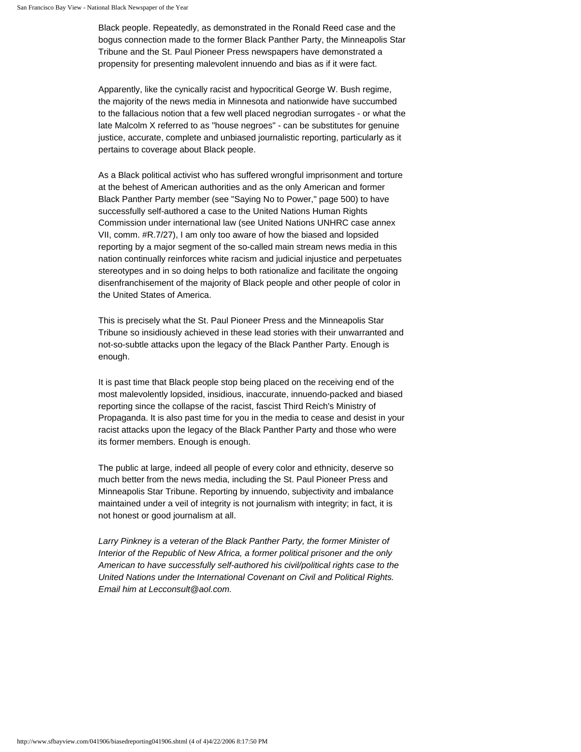Black people. Repeatedly, as demonstrated in the Ronald Reed case and the bogus connection made to the former Black Panther Party, the Minneapolis Star Tribune and the St. Paul Pioneer Press newspapers have demonstrated a propensity for presenting malevolent innuendo and bias as if it were fact.

Apparently, like the cynically racist and hypocritical George W. Bush regime, the majority of the news media in Minnesota and nationwide have succumbed to the fallacious notion that a few well placed negrodian surrogates - or what the late Malcolm X referred to as "house negroes" - can be substitutes for genuine justice, accurate, complete and unbiased journalistic reporting, particularly as it pertains to coverage about Black people.

As a Black political activist who has suffered wrongful imprisonment and torture at the behest of American authorities and as the only American and former Black Panther Party member (see "Saying No to Power," page 500) to have successfully self-authored a case to the United Nations Human Rights Commission under international law (see United Nations UNHRC case annex VII, comm. #R.7/27), I am only too aware of how the biased and lopsided reporting by a major segment of the so-called main stream news media in this nation continually reinforces white racism and judicial injustice and perpetuates stereotypes and in so doing helps to both rationalize and facilitate the ongoing disenfranchisement of the majority of Black people and other people of color in the United States of America.

This is precisely what the St. Paul Pioneer Press and the Minneapolis Star Tribune so insidiously achieved in these lead stories with their unwarranted and not-so-subtle attacks upon the legacy of the Black Panther Party. Enough is enough.

It is past time that Black people stop being placed on the receiving end of the most malevolently lopsided, insidious, inaccurate, innuendo-packed and biased reporting since the collapse of the racist, fascist Third Reich's Ministry of Propaganda. It is also past time for you in the media to cease and desist in your racist attacks upon the legacy of the Black Panther Party and those who were its former members. Enough is enough.

The public at large, indeed all people of every color and ethnicity, deserve so much better from the news media, including the St. Paul Pioneer Press and Minneapolis Star Tribune. Reporting by innuendo, subjectivity and imbalance maintained under a veil of integrity is not journalism with integrity; in fact, it is not honest or good journalism at all.

*Larry Pinkney is a veteran of the Black Panther Party, the former Minister of Interior of the Republic of New Africa, a former political prisoner and the only American to have successfully self-authored his civil/political rights case to the United Nations under the International Covenant on Civil and Political Rights. Email him at Lecconsult@aol.com.*